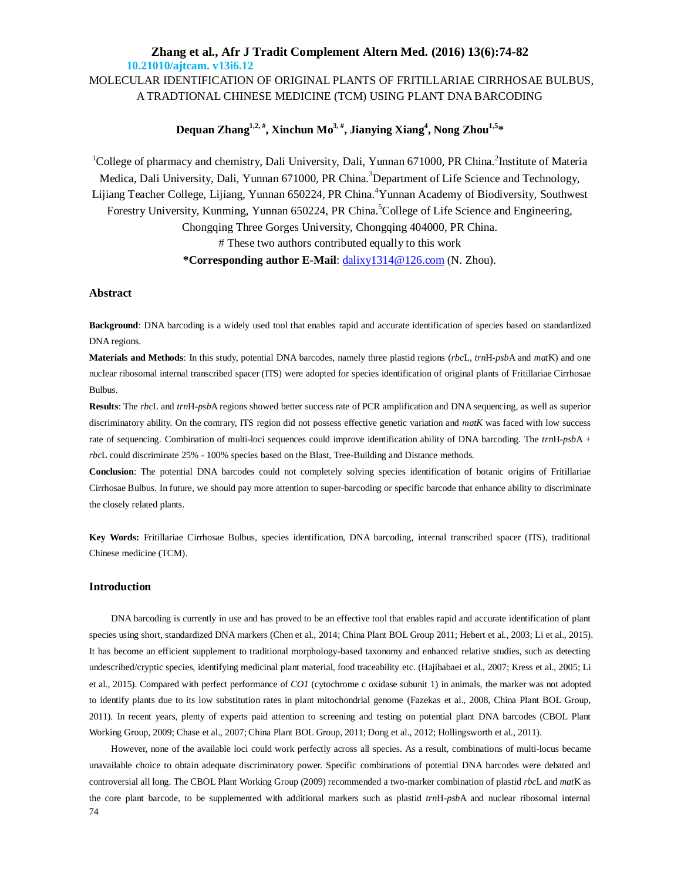10.21010/ajtcam. v13i6.12

# MOLECULAR IDENTIFICATION OF ORIGINAL PLANTS OF FRITILLARIAE CIRRHOSAE BULBUS, A TRADTIONAL CHINESE MEDICINE (TCM) USING PLANT DNA BARCODING

**Dequan Zhang[1,2,#], Xinchun Mo[3,#], Jianying Xiang[4], Nong Zhou[1,5]***

[1]College of pharmacy and chemistry, Dali University, Dali, Yunnan 671000, PR China.[2]Institute of Materia Medica, Dali University, Dali, Yunnan 671000, PR China.[3]Department of Life Science and Technology, Lijiang Teacher College, Lijiang, Yunnan 650224, PR China.[4]Yunnan Academy of Biodiversity, Southwest Forestry University, Kunming, Yunnan 650224, PR China.[5]College of Life Science and Engineering, Chongqing Three Gorges University, Chongqing 404000, PR China.

# These two authors contributed equally to this work

***Corresponding author E-Mail**: dalixy1314@126.com (N. Zhou).

## Abstract

**Background**: DNA barcoding is a widely used tool that enables rapid and accurate identification of species based on standardized DNA regions.

**Materials and Methods**: In this study, potential DNA barcodes, namely three plastid regions (*rbc*L, *trn*H-*psb*A and *mat*K) and one nuclear ribosomal internal transcribed spacer (ITS) were adopted for species identification of original plants of Fritillariae Cirrhosae Bulbus.

**Results**: The *rbc*L and *trn*H-*psb*A regions showed better success rate of PCR amplification and DNA sequencing, as well as superior discriminatory ability. On the contrary, ITS region did not possess effective genetic variation and *matK* was faced with low success rate of sequencing. Combination of multi-loci sequences could improve identification ability of DNA barcoding. The *trn*H-*psb*A + *rbc*L could discriminate 25% - 100% species based on the Blast, Tree-Building and Distance methods.

**Conclusion**: The potential DNA barcodes could not completely solving species identification of botanic origins of Fritillariae Cirrhosae Bulbus. In future, we should pay more attention to super-barcoding or specific barcode that enhance ability to discriminate the closely related plants.

**Key Words:** Fritillariae Cirrhosae Bulbus, species identification, DNA barcoding, internal transcribed spacer (ITS), traditional Chinese medicine (TCM).

## Introduction

DNA barcoding is currently in use and has proved to be an effective tool that enables rapid and accurate identification of plant species using short, standardized DNA markers (Chen et al., 2014; China Plant BOL Group 2011; Hebert et al., 2003; Li et al., 2015). It has become an efficient supplement to traditional morphology-based taxonomy and enhanced relative studies, such as detecting undescribed/cryptic species, identifying medicinal plant material, food traceability etc. (Hajibabaei et al., 2007; Kress et al., 2005; Li et al., 2015). Compared with perfect performance of *CO1* (cytochrome c oxidase subunit 1) in animals, the marker was not adopted to identify plants due to its low substitution rates in plant mitochondrial genome (Fazekas et al., 2008, China Plant BOL Group, 2011). In recent years, plenty of experts paid attention to screening and testing on potential plant DNA barcodes (CBOL Plant Working Group, 2009; Chase et al., 2007; China Plant BOL Group, 2011; Dong et al., 2012; Hollingsworth et al., 2011).

However, none of the available loci could work perfectly across all species. As a result, combinations of multi-locus became unavailable choice to obtain adequate discriminatory power. Specific combinations of potential DNA barcodes were debated and controversial all long. The CBOL Plant Working Group (2009) recommended a two-marker combination of plastid *rbc*L and *mat*K as the core plant barcode, to be supplemented with additional markers such as plastid *trn*H-*psb*A and nuclear ribosomal internal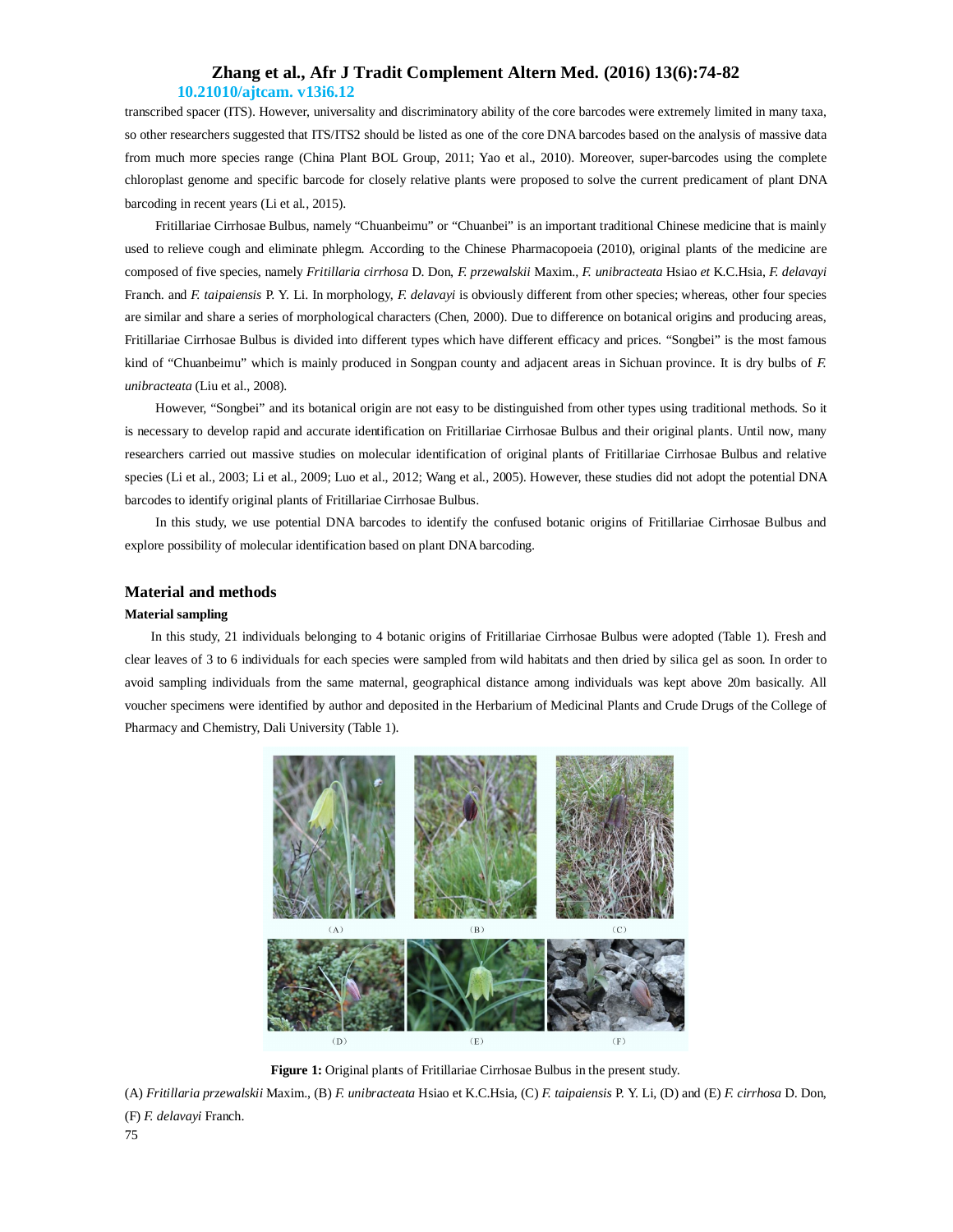transcribed spacer (ITS). However, universality and discriminatory ability of the core barcodes were extremely limited in many taxa, so other researchers suggested that ITS/ITS2 should be listed as one of the core DNA barcodes based on the analysis of massive data from much more species range (China Plant BOL Group, 2011; Yao et al., 2010). Moreover, super-barcodes using the complete chloroplast genome and specific barcode for closely relative plants were proposed to solve the current predicament of plant DNA barcoding in recent years (Li et al., 2015).

Fritillariae Cirrhosae Bulbus, namely "Chuanbeimu" or "Chuanbei" is an important traditional Chinese medicine that is mainly used to relieve cough and eliminate phlegm. According to the Chinese Pharmacopoeia (2010), original plants of the medicine are composed of five species, namely *Fritillaria cirrhosa* D. Don, *F. przewalskii* Maxim., *F. unibracteata* Hsiao *et* K.C.Hsia, *F. delavayi* Franch. and *F. taipaiensis* P. Y. Li. In morphology, *F. delavayi* is obviously different from other species; whereas, other four species are similar and share a series of morphological characters (Chen, 2000). Due to difference on botanical origins and producing areas, Fritillariae Cirrhosae Bulbus is divided into different types which have different efficacy and prices. "Songbei" is the most famous kind of "Chuanbeimu" which is mainly produced in Songpan county and adjacent areas in Sichuan province. It is dry bulbs of *F. unibracteata* (Liu et al., 2008).

However, "Songbei" and its botanical origin are not easy to be distinguished from other types using traditional methods. So it is necessary to develop rapid and accurate identification on Fritillariae Cirrhosae Bulbus and their original plants. Until now, many researchers carried out massive studies on molecular identification of original plants of Fritillariae Cirrhosae Bulbus and relative species (Li et al., 2003; Li et al., 2009; Luo et al., 2012; Wang et al., 2005). However, these studies did not adopt the potential DNA barcodes to identify original plants of Fritillariae Cirrhosae Bulbus.

In this study, we use potential DNA barcodes to identify the confused botanic origins of Fritillariae Cirrhosae Bulbus and explore possibility of molecular identification based on plant DNA barcoding.

## Material and methods

### Material sampling

In this study, 21 individuals belonging to 4 botanic origins of Fritillariae Cirrhosae Bulbus were adopted (Table 1). Fresh and clear leaves of 3 to 6 individuals for each species were sampled from wild habitats and then dried by silica gel as soon. In order to avoid sampling individuals from the same maternal, geographical distance among individuals was kept above 20m basically. All voucher specimens were identified by author and deposited in the Herbarium of Medicinal Plants and Crude Drugs of the College of Pharmacy and Chemistry, Dali University (Table 1).

**Figure 1:** Original plants of Fritillariae Cirrhosae Bulbus in the present study.

(A) *Fritillaria przewalskii* Maxim., (B) *F. unibracteata* Hsiao et K.C.Hsia, (C) *F. taipaiensis* P. Y. Li, (D) and (E) *F. cirrhosa* D. Don, (F) *F. delavayi* Franch.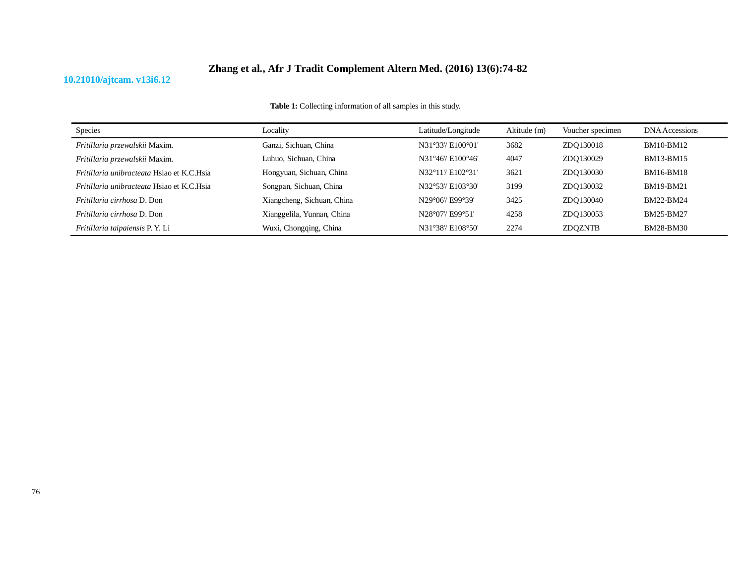**Table 1:** Collecting information of all samples in this study.

| Species | Locality | Latitude/Longitude | Altitude (m) | Voucher specimen | DNA Accessions |
|---|---|---|---|---|---|
| *Fritillaria przewalskii* Maxim. | Ganzi, Sichuan, China | N31°33'/ E100°01' | 3682 | ZDQ130018 | BM10-BM12 |
| *Fritillaria przewalskii* Maxim. | Luhuo, Sichuan, China | N31°46'/ E100°46' | 4047 | ZDQ130029 | BM13-BM15 |
| *Fritillaria unibracteata* Hsiao et K.C.Hsia | Hongyuan, Sichuan, China | N32°11'/ E102°31' | 3621 | ZDQ130030 | BM16-BM18 |
| *Fritillaria unibracteata* Hsiao et K.C.Hsia | Songpan, Sichuan, China | N32°53'/ E103°30' | 3199 | ZDQ130032 | BM19-BM21 |
| *Fritillaria cirrhosa* D. Don | Xiangcheng, Sichuan, China | N29°06'/ E99°39' | 3425 | ZDQ130040 | BM22-BM24 |
| *Fritillaria cirrhosa* D. Don | Xianggelila, Yunnan, China | N28°07'/ E99°51' | 4258 | ZDQ130053 | BM25-BM27 |
| *Fritillaria taipaiensis* P. Y. Li | Wuxi, Chongqing, China | N31°38'/ E108°50' | 2274 | ZDQZNTB | BM28-BM30 |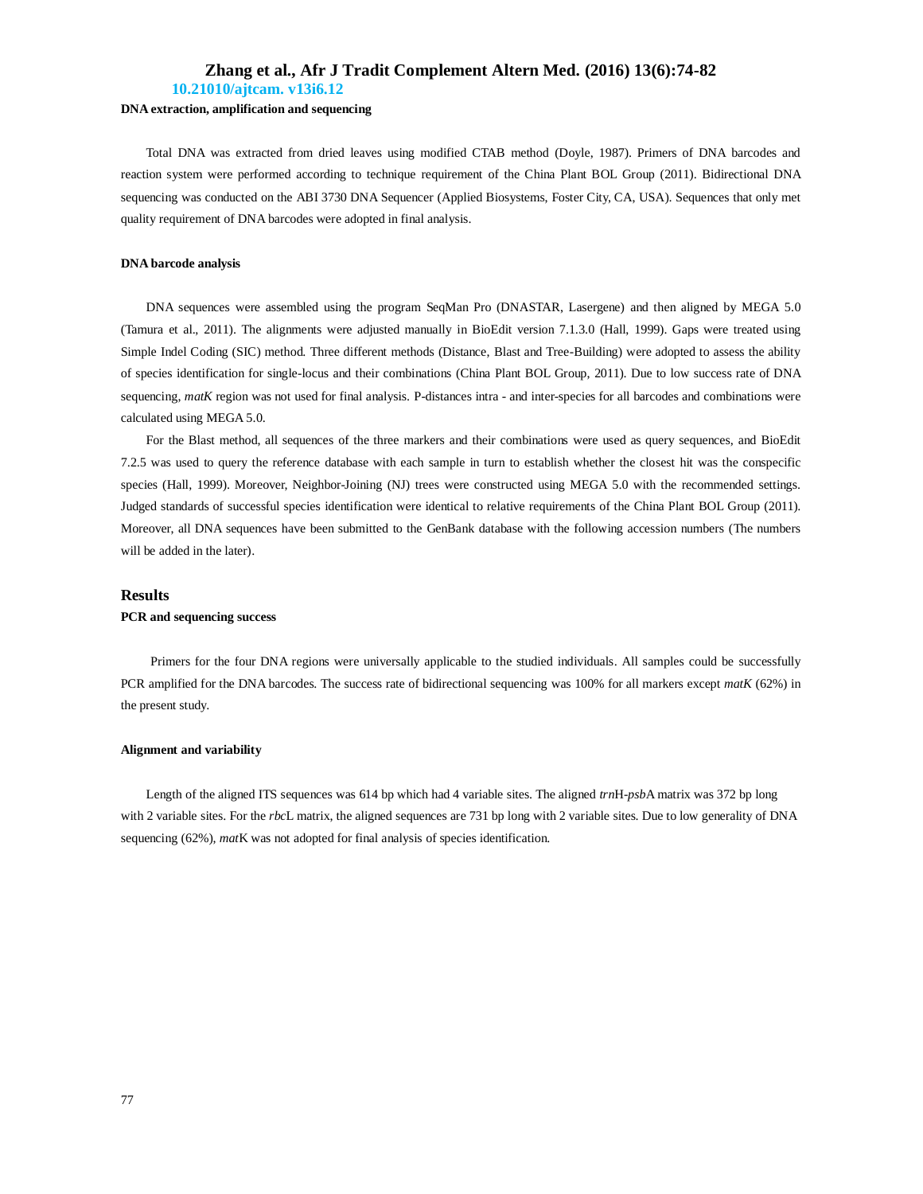**DNA extraction, amplification and sequencing**

Total DNA was extracted from dried leaves using modified CTAB method (Doyle, 1987). Primers of DNA barcodes and reaction system were performed according to technique requirement of the China Plant BOL Group (2011). Bidirectional DNA sequencing was conducted on the ABI 3730 DNA Sequencer (Applied Biosystems, Foster City, CA, USA). Sequences that only met quality requirement of DNA barcodes were adopted in final analysis.

**DNA barcode analysis**

DNA sequences were assembled using the program SeqMan Pro (DNASTAR, Lasergene) and then aligned by MEGA 5.0 (Tamura et al., 2011). The alignments were adjusted manually in BioEdit version 7.1.3.0 (Hall, 1999). Gaps were treated using Simple Indel Coding (SIC) method. Three different methods (Distance, Blast and Tree-Building) were adopted to assess the ability of species identification for single-locus and their combinations (China Plant BOL Group, 2011). Due to low success rate of DNA sequencing, *matK* region was not used for final analysis. P-distances intra - and inter-species for all barcodes and combinations were calculated using MEGA 5.0.

For the Blast method, all sequences of the three markers and their combinations were used as query sequences, and BioEdit 7.2.5 was used to query the reference database with each sample in turn to establish whether the closest hit was the conspecific species (Hall, 1999). Moreover, Neighbor-Joining (NJ) trees were constructed using MEGA 5.0 with the recommended settings. Judged standards of successful species identification were identical to relative requirements of the China Plant BOL Group (2011). Moreover, all DNA sequences have been submitted to the GenBank database with the following accession numbers (The numbers will be added in the later).

## Results

**PCR and sequencing success**

Primers for the four DNA regions were universally applicable to the studied individuals. All samples could be successfully PCR amplified for the DNA barcodes. The success rate of bidirectional sequencing was 100% for all markers except *matK* (62%) in the present study.

**Alignment and variability**

Length of the aligned ITS sequences was 614 bp which had 4 variable sites. The aligned *trn*H-*psb*A matrix was 372 bp long with 2 variable sites. For the *rbc*L matrix, the aligned sequences are 731 bp long with 2 variable sites. Due to low generality of DNA sequencing (62%), *mat*K was not adopted for final analysis of species identification.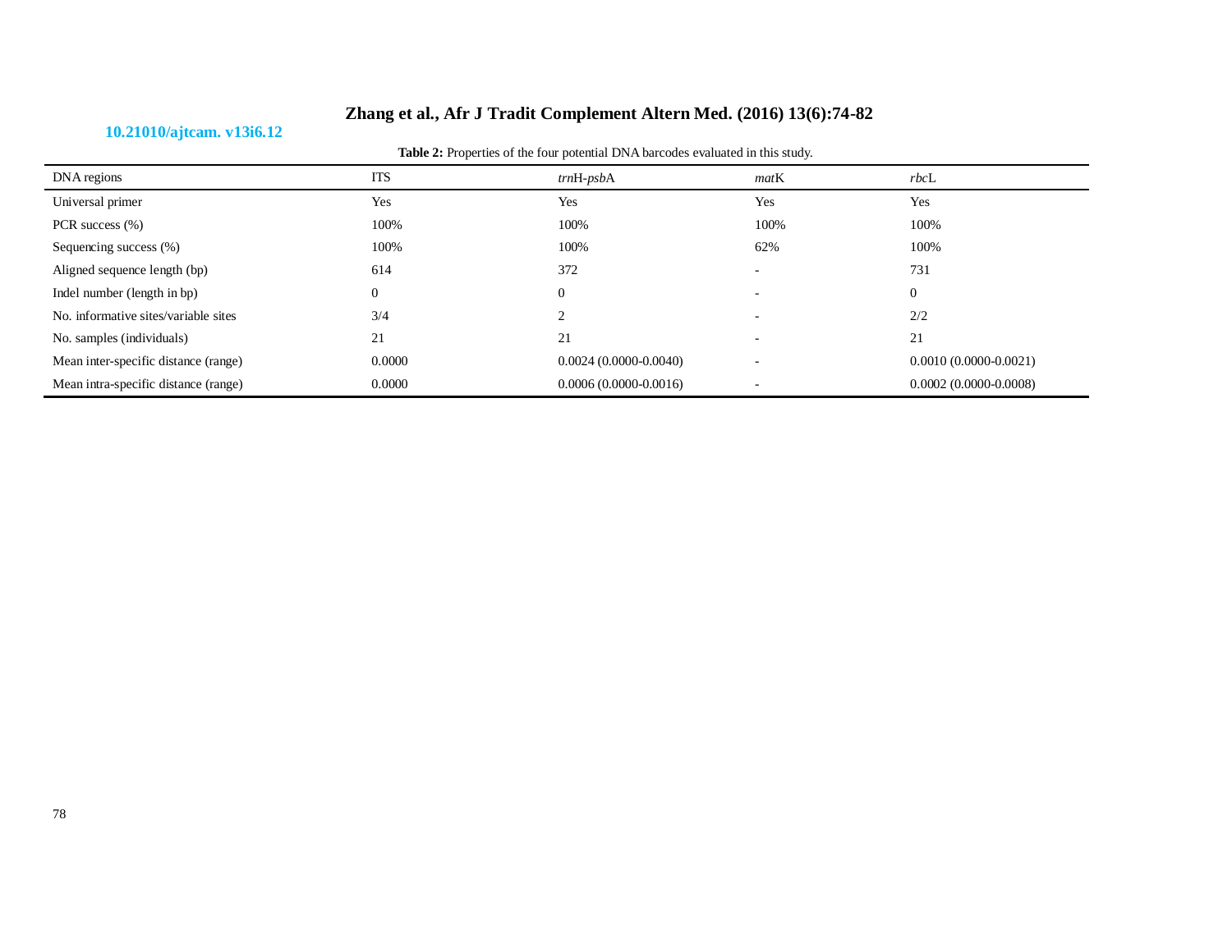**Table 2:** Properties of the four potential DNA barcodes evaluated in this study.

| DNA regions | ITS | *trn*H-*psb*A | *mat*K | *rbc*L |
|---|---|---|---|---|
| Universal primer | Yes | Yes | Yes | Yes |
| PCR success (%) | 100% | 100% | 100% | 100% |
| Sequencing success (%) | 100% | 100% | 62% | 100% |
| Aligned sequence length (bp) | 614 | 372 | - | 731 |
| Indel number (length in bp) | 0 | 0 | - | 0 |
| No. informative sites/variable sites | 3/4 | 2 | - | 2/2 |
| No. samples (individuals) | 21 | 21 | - | 21 |
| Mean inter-specific distance (range) | 0.0000 | 0.0024 (0.0000-0.0040) | - | 0.0010 (0.0000-0.0021) |
| Mean intra-specific distance (range) | 0.0000 | 0.0006 (0.0000-0.0016) | - | 0.0002 (0.0000-0.0008) |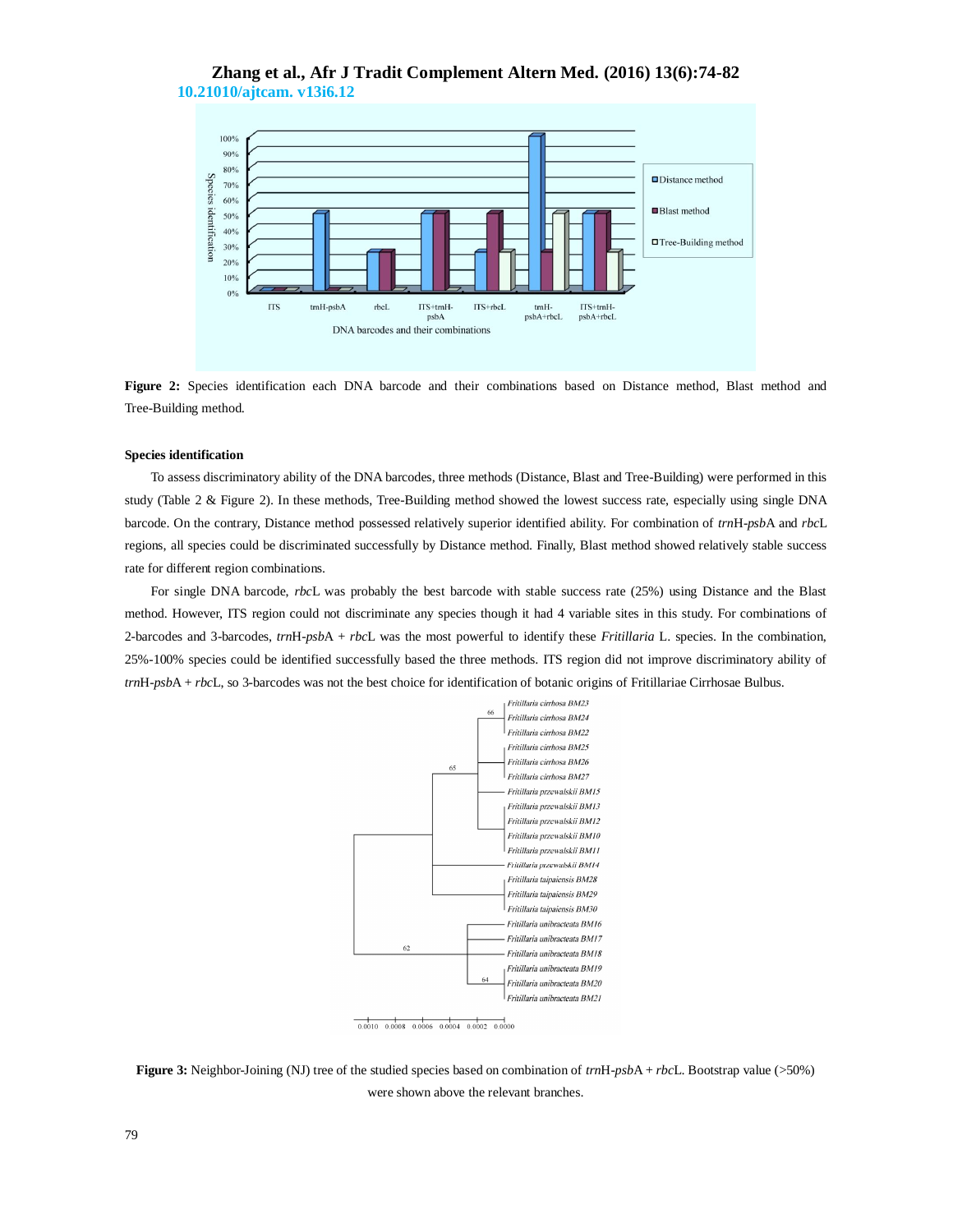**Figure 2:** Species identification each DNA barcode and their combinations based on Distance method, Blast method and Tree-Building method.

### Species identification

To assess discriminatory ability of the DNA barcodes, three methods (Distance, Blast and Tree-Building) were performed in this study (Table 2 & Figure 2). In these methods, Tree-Building method showed the lowest success rate, especially using single DNA barcode. On the contrary, Distance method possessed relatively superior identified ability. For combination of *trn*H-*psb*A and *rbc*L regions, all species could be discriminated successfully by Distance method. Finally, Blast method showed relatively stable success rate for different region combinations.

For single DNA barcode, *rbc*L was probably the best barcode with stable success rate (25%) using Distance and the Blast method. However, ITS region could not discriminate any species though it had 4 variable sites in this study. For combinations of 2-barcodes and 3-barcodes, *trn*H-*psb*A + *rbc*L was the most powerful to identify these *Fritillaria* L. species. In the combination, 25%-100% species could be identified successfully based the three methods. ITS region did not improve discriminatory ability of *trn*H-*psb*A + *rbc*L, so 3-barcodes was not the best choice for identification of botanic origins of Fritillariae Cirrhosae Bulbus.

**Figure 3:** Neighbor-Joining (NJ) tree of the studied species based on combination of *trn*H-*psb*A + *rbc*L. Bootstrap value (>50%) were shown above the relevant branches.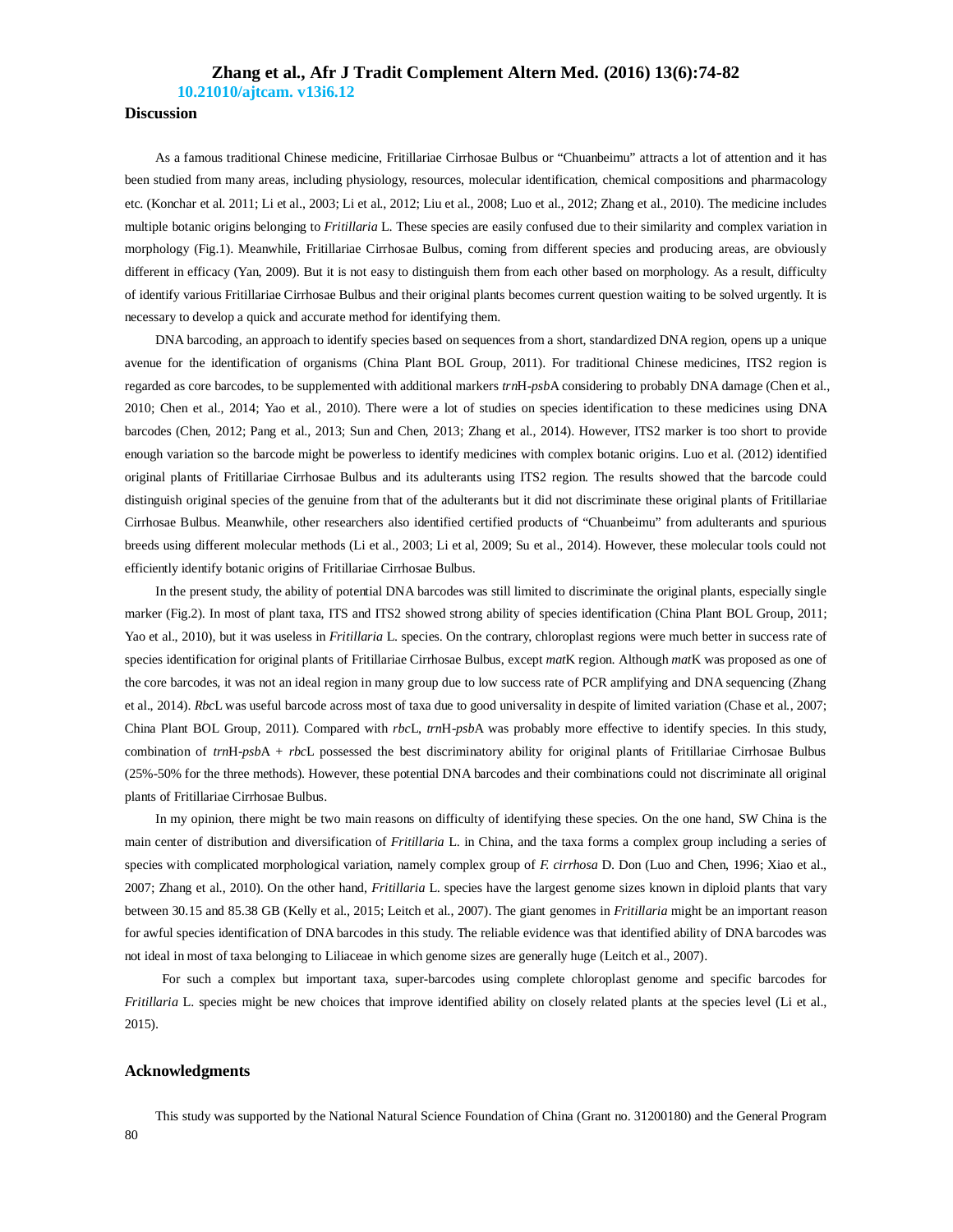## Discussion

As a famous traditional Chinese medicine, Fritillariae Cirrhosae Bulbus or "Chuanbeimu" attracts a lot of attention and it has been studied from many areas, including physiology, resources, molecular identification, chemical compositions and pharmacology etc. (Konchar et al. 2011; Li et al., 2003; Li et al., 2012; Liu et al., 2008; Luo et al., 2012; Zhang et al., 2010). The medicine includes multiple botanic origins belonging to *Fritillaria* L. These species are easily confused due to their similarity and complex variation in morphology (Fig.1). Meanwhile, Fritillariae Cirrhosae Bulbus, coming from different species and producing areas, are obviously different in efficacy (Yan, 2009). But it is not easy to distinguish them from each other based on morphology. As a result, difficulty of identify various Fritillariae Cirrhosae Bulbus and their original plants becomes current question waiting to be solved urgently. It is necessary to develop a quick and accurate method for identifying them.

DNA barcoding, an approach to identify species based on sequences from a short, standardized DNA region, opens up a unique avenue for the identification of organisms (China Plant BOL Group, 2011). For traditional Chinese medicines, ITS2 region is regarded as core barcodes, to be supplemented with additional markers *trn*H-*psb*A considering to probably DNA damage (Chen et al., 2010; Chen et al., 2014; Yao et al., 2010). There were a lot of studies on species identification to these medicines using DNA barcodes (Chen, 2012; Pang et al., 2013; Sun and Chen, 2013; Zhang et al., 2014). However, ITS2 marker is too short to provide enough variation so the barcode might be powerless to identify medicines with complex botanic origins. Luo et al. (2012) identified original plants of Fritillariae Cirrhosae Bulbus and its adulterants using ITS2 region. The results showed that the barcode could distinguish original species of the genuine from that of the adulterants but it did not discriminate these original plants of Fritillariae Cirrhosae Bulbus. Meanwhile, other researchers also identified certified products of "Chuanbeimu" from adulterants and spurious breeds using different molecular methods (Li et al., 2003; Li et al, 2009; Su et al., 2014). However, these molecular tools could not efficiently identify botanic origins of Fritillariae Cirrhosae Bulbus.

In the present study, the ability of potential DNA barcodes was still limited to discriminate the original plants, especially single marker (Fig.2). In most of plant taxa, ITS and ITS2 showed strong ability of species identification (China Plant BOL Group, 2011; Yao et al., 2010), but it was useless in *Fritillaria* L. species. On the contrary, chloroplast regions were much better in success rate of species identification for original plants of Fritillariae Cirrhosae Bulbus, except *mat*K region. Although *mat*K was proposed as one of the core barcodes, it was not an ideal region in many group due to low success rate of PCR amplifying and DNA sequencing (Zhang et al., 2014). *Rbc*L was useful barcode across most of taxa due to good universality in despite of limited variation (Chase et al., 2007; China Plant BOL Group, 2011). Compared with *rbc*L, *trn*H-*psb*A was probably more effective to identify species. In this study, combination of *trn*H-*psb*A + *rbc*L possessed the best discriminatory ability for original plants of Fritillariae Cirrhosae Bulbus (25%-50% for the three methods). However, these potential DNA barcodes and their combinations could not discriminate all original plants of Fritillariae Cirrhosae Bulbus.

In my opinion, there might be two main reasons on difficulty of identifying these species. On the one hand, SW China is the main center of distribution and diversification of *Fritillaria* L. in China, and the taxa forms a complex group including a series of species with complicated morphological variation, namely complex group of *F. cirrhosa* D. Don (Luo and Chen, 1996; Xiao et al., 2007; Zhang et al., 2010). On the other hand, *Fritillaria* L. species have the largest genome sizes known in diploid plants that vary between 30.15 and 85.38 GB (Kelly et al., 2015; Leitch et al., 2007). The giant genomes in *Fritillaria* might be an important reason for awful species identification of DNA barcodes in this study. The reliable evidence was that identified ability of DNA barcodes was not ideal in most of taxa belonging to Liliaceae in which genome sizes are generally huge (Leitch et al., 2007).

For such a complex but important taxa, super-barcodes using complete chloroplast genome and specific barcodes for *Fritillaria* L. species might be new choices that improve identified ability on closely related plants at the species level (Li et al., 2015).

## Acknowledgments

This study was supported by the National Natural Science Foundation of China (Grant no. 31200180) and the General Program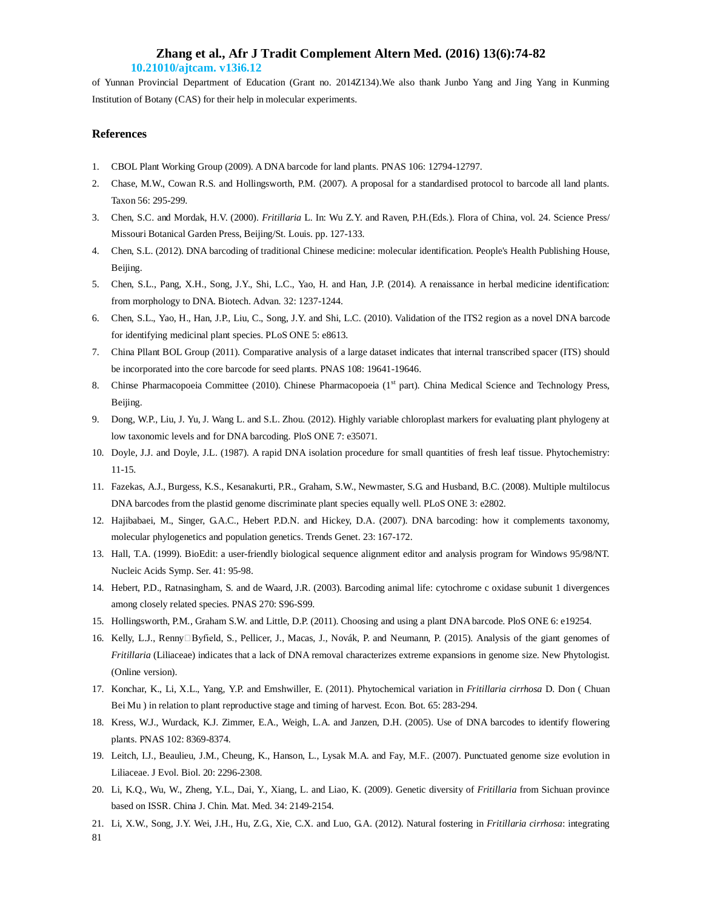of Yunnan Provincial Department of Education (Grant no. 2014Z134).We also thank Junbo Yang and Jing Yang in Kunming Institution of Botany (CAS) for their help in molecular experiments.

## References

1. CBOL Plant Working Group (2009). A DNA barcode for land plants. PNAS 106: 12794-12797.
2. Chase, M.W., Cowan R.S. and Hollingsworth, P.M. (2007). A proposal for a standardised protocol to barcode all land plants. Taxon 56: 295-299.
3. Chen, S.C. and Mordak, H.V. (2000). *Fritillaria* L. In: Wu Z.Y. and Raven, P.H.(Eds.). Flora of China, vol. 24. Science Press/ Missouri Botanical Garden Press, Beijing/St. Louis. pp. 127-133.
4. Chen, S.L. (2012). DNA barcoding of traditional Chinese medicine: molecular identification. People's Health Publishing House, Beijing.
5. Chen, S.L., Pang, X.H., Song, J.Y., Shi, L.C., Yao, H. and Han, J.P. (2014). A renaissance in herbal medicine identification: from morphology to DNA. Biotech. Advan. 32: 1237-1244.
6. Chen, S.L., Yao, H., Han, J.P., Liu, C., Song, J.Y. and Shi, L.C. (2010). Validation of the ITS2 region as a novel DNA barcode for identifying medicinal plant species. PLoS ONE 5: e8613.
7. China Pllant BOL Group (2011). Comparative analysis of a large dataset indicates that internal transcribed spacer (ITS) should be incorporated into the core barcode for seed plants. PNAS 108: 19641-19646.
8. Chinse Pharmacopoeia Committee (2010). Chinese Pharmacopoeia (1st part). China Medical Science and Technology Press, Beijing.
9. Dong, W.P., Liu, J. Yu, J. Wang L. and S.L. Zhou. (2012). Highly variable chloroplast markers for evaluating plant phylogeny at low taxonomic levels and for DNA barcoding. PloS ONE 7: e35071.
10. Doyle, J.J. and Doyle, J.L. (1987). A rapid DNA isolation procedure for small quantities of fresh leaf tissue. Phytochemistry: 11-15.
11. Fazekas, A.J., Burgess, K.S., Kesanakurti, P.R., Graham, S.W., Newmaster, S.G. and Husband, B.C. (2008). Multiple multilocus DNA barcodes from the plastid genome discriminate plant species equally well. PLoS ONE 3: e2802.
12. Hajibabaei, M., Singer, G.A.C., Hebert P.D.N. and Hickey, D.A. (2007). DNA barcoding: how it complements taxonomy, molecular phylogenetics and population genetics. Trends Genet. 23: 167-172.
13. Hall, T.A. (1999). BioEdit: a user-friendly biological sequence alignment editor and analysis program for Windows 95/98/NT. Nucleic Acids Symp. Ser. 41: 95-98.
14. Hebert, P.D., Ratnasingham, S. and de Waard, J.R. (2003). Barcoding animal life: cytochrome c oxidase subunit 1 divergences among closely related species. PNAS 270: S96-S99.
15. Hollingsworth, P.M., Graham S.W. and Little, D.P. (2011). Choosing and using a plant DNA barcode. PloS ONE 6: e19254.
16. Kelly, L.J., Renny□Byfield, S., Pellicer, J., Macas, J., Novák, P. and Neumann, P. (2015). Analysis of the giant genomes of *Fritillaria* (Liliaceae) indicates that a lack of DNA removal characterizes extreme expansions in genome size. New Phytologist. (Online version).
17. Konchar, K., Li, X.L., Yang, Y.P. and Emshwiller, E. (2011). Phytochemical variation in *Fritillaria cirrhosa* D. Don ( Chuan Bei Mu ) in relation to plant reproductive stage and timing of harvest. Econ. Bot. 65: 283-294.
18. Kress, W.J., Wurdack, K.J. Zimmer, E.A., Weigh, L.A. and Janzen, D.H. (2005). Use of DNA barcodes to identify flowering plants. PNAS 102: 8369-8374.
19. Leitch, I.J., Beaulieu, J.M., Cheung, K., Hanson, L., Lysak M.A. and Fay, M.F.. (2007). Punctuated genome size evolution in Liliaceae. J Evol. Biol. 20: 2296-2308.
20. Li, K.Q., Wu, W., Zheng, Y.L., Dai, Y., Xiang, L. and Liao, K. (2009). Genetic diversity of *Fritillaria* from Sichuan province based on ISSR. China J. Chin. Mat. Med. 34: 2149-2154.
21. Li, X.W., Song, J.Y. Wei, J.H., Hu, Z.G., Xie, C.X. and Luo, G.A. (2012). Natural fostering in *Fritillaria cirrhosa*: integrating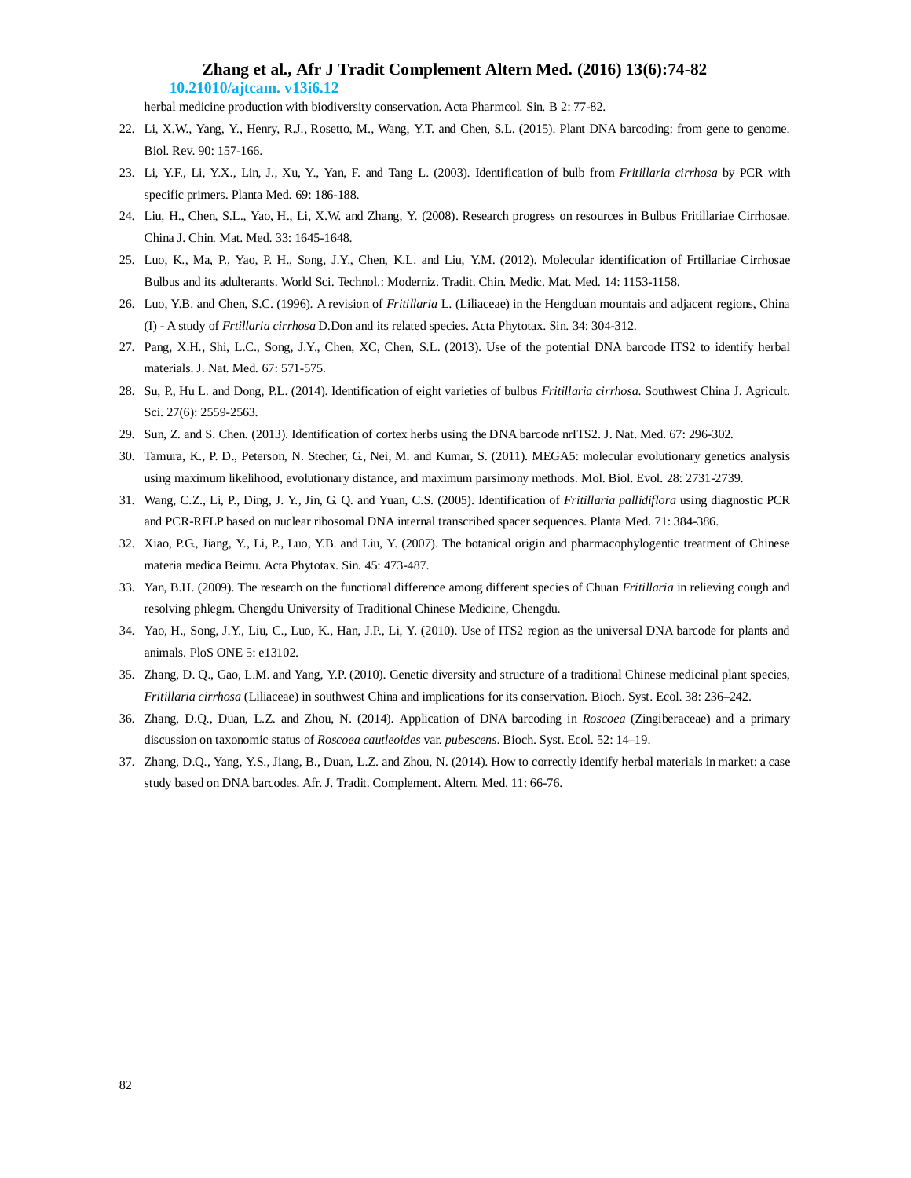herbal medicine production with biodiversity conservation. Acta Pharmcol. Sin. B 2: 77-82.

22. Li, X.W., Yang, Y., Henry, R.J., Rosetto, M., Wang, Y.T. and Chen, S.L. (2015). Plant DNA barcoding: from gene to genome. Biol. Rev. 90: 157-166.
23. Li, Y.F., Li, Y.X., Lin, J., Xu, Y., Yan, F. and Tang L. (2003). Identification of bulb from *Fritillaria cirrhosa* by PCR with specific primers. Planta Med. 69: 186-188.
24. Liu, H., Chen, S.L., Yao, H., Li, X.W. and Zhang, Y. (2008). Research progress on resources in Bulbus Fritillariae Cirrhosae. China J. Chin. Mat. Med. 33: 1645-1648.
25. Luo, K., Ma, P., Yao, P. H., Song, J.Y., Chen, K.L. and Liu, Y.M. (2012). Molecular identification of Frtillariae Cirrhosae Bulbus and its adulterants. World Sci. Technol.: Moderniz. Tradit. Chin. Medic. Mat. Med. 14: 1153-1158.
26. Luo, Y.B. and Chen, S.C. (1996). A revision of *Fritillaria* L. (Liliaceae) in the Hengduan mountais and adjacent regions, China (I) - A study of *Frtillaria cirrhosa* D.Don and its related species. Acta Phytotax. Sin. 34: 304-312.
27. Pang, X.H., Shi, L.C., Song, J.Y., Chen, XC, Chen, S.L. (2013). Use of the potential DNA barcode ITS2 to identify herbal materials. J. Nat. Med. 67: 571-575.
28. Su, P., Hu L. and Dong, P.L. (2014). Identification of eight varieties of bulbus *Fritillaria cirrhosa*. Southwest China J. Agricult. Sci. 27(6): 2559-2563.
29. Sun, Z. and S. Chen. (2013). Identification of cortex herbs using the DNA barcode nrITS2. J. Nat. Med. 67: 296-302.
30. Tamura, K., P. D., Peterson, N. Stecher, G., Nei, M. and Kumar, S. (2011). MEGA5: molecular evolutionary genetics analysis using maximum likelihood, evolutionary distance, and maximum parsimony methods. Mol. Biol. Evol. 28: 2731-2739.
31. Wang, C.Z., Li, P., Ding, J. Y., Jin, G. Q. and Yuan, C.S. (2005). Identification of *Fritillaria pallidiflora* using diagnostic PCR and PCR-RFLP based on nuclear ribosomal DNA internal transcribed spacer sequences. Planta Med. 71: 384-386.
32. Xiao, P.G., Jiang, Y., Li, P., Luo, Y.B. and Liu, Y. (2007). The botanical origin and pharmacophylogentic treatment of Chinese materia medica Beimu. Acta Phytotax. Sin. 45: 473-487.
33. Yan, B.H. (2009). The research on the functional difference among different species of Chuan *Fritillaria* in relieving cough and resolving phlegm. Chengdu University of Traditional Chinese Medicine, Chengdu.
34. Yao, H., Song, J.Y., Liu, C., Luo, K., Han, J.P., Li, Y. (2010). Use of ITS2 region as the universal DNA barcode for plants and animals. PloS ONE 5: e13102.
35. Zhang, D. Q., Gao, L.M. and Yang, Y.P. (2010). Genetic diversity and structure of a traditional Chinese medicinal plant species, *Fritillaria cirrhosa* (Liliaceae) in southwest China and implications for its conservation. Bioch. Syst. Ecol. 38: 236–242.
36. Zhang, D.Q., Duan, L.Z. and Zhou, N. (2014). Application of DNA barcoding in *Roscoea* (Zingiberaceae) and a primary discussion on taxonomic status of *Roscoea cautleoides* var. *pubescens*. Bioch. Syst. Ecol. 52: 14–19.
37. Zhang, D.Q., Yang, Y.S., Jiang, B., Duan, L.Z. and Zhou, N. (2014). How to correctly identify herbal materials in market: a case study based on DNA barcodes. Afr. J. Tradit. Complement. Altern. Med. 11: 66-76.